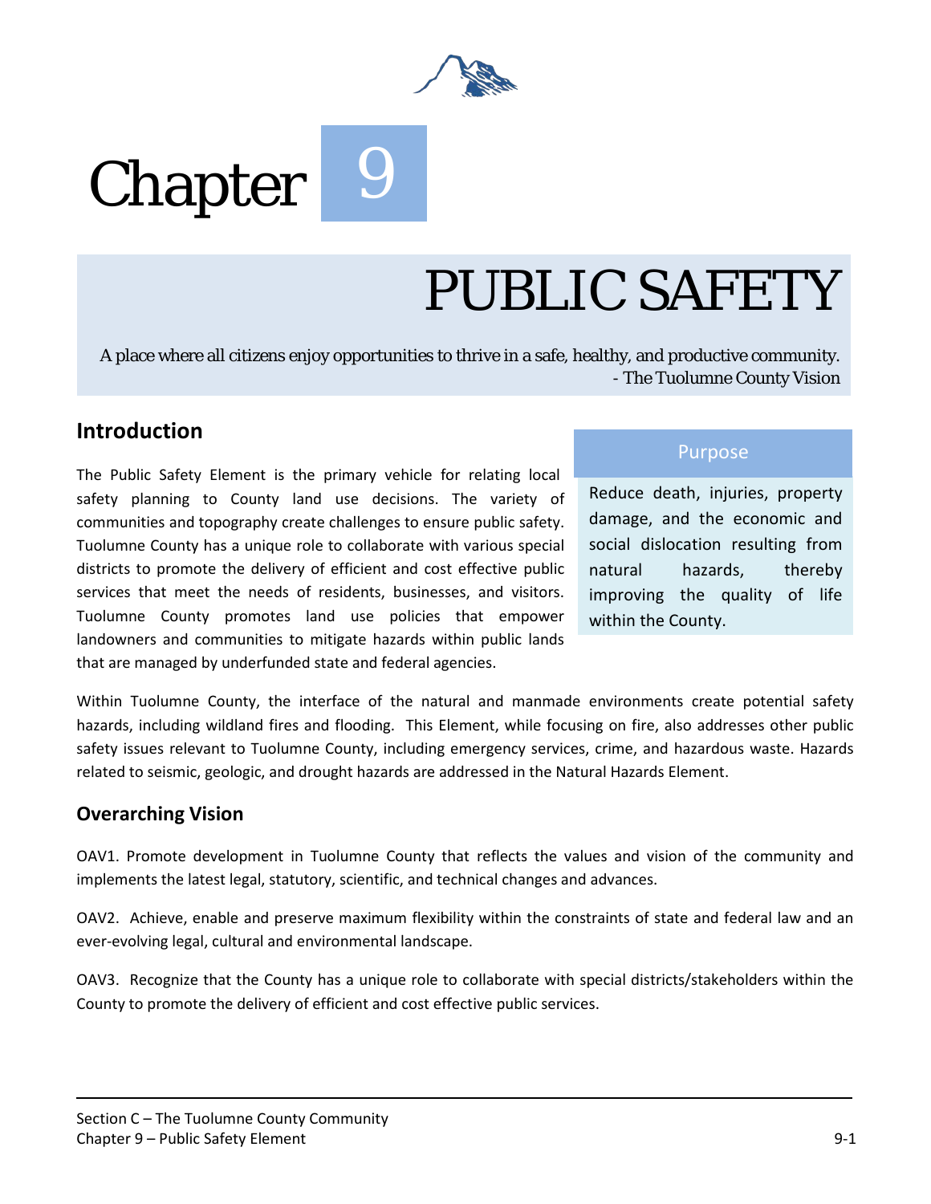# Chapter 9

# PUBLIC SAFETY

A place where all citizens enjoy opportunities to thrive in a safe, healthy, and productive community.
- The Tuolumne County Vision

## Introduction

The Public Safety Element is the primary vehicle for relating local safety planning to County land use decisions. The variety of communities and topography create challenges to ensure public safety. Tuolumne County has a unique role to collaborate with various special districts to promote the delivery of efficient and cost effective public services that meet the needs of residents, businesses, and visitors. Tuolumne County promotes land use policies that empower landowners and communities to mitigate hazards within public lands that are managed by underfunded state and federal agencies.

> **Purpose**
>
> Reduce death, injuries, property damage, and the economic and social dislocation resulting from natural hazards, thereby improving the quality of life within the County.

Within Tuolumne County, the interface of the natural and manmade environments create potential safety hazards, including wildland fires and flooding. This Element, while focusing on fire, also addresses other public safety issues relevant to Tuolumne County, including emergency services, crime, and hazardous waste. Hazards related to seismic, geologic, and drought hazards are addressed in the Natural Hazards Element.

## Overarching Vision

OAV1. Promote development in Tuolumne County that reflects the values and vision of the community and implements the latest legal, statutory, scientific, and technical changes and advances.

OAV2. Achieve, enable and preserve maximum flexibility within the constraints of state and federal law and an ever-evolving legal, cultural and environmental landscape.

OAV3. Recognize that the County has a unique role to collaborate with special districts/stakeholders within the County to promote the delivery of efficient and cost effective public services.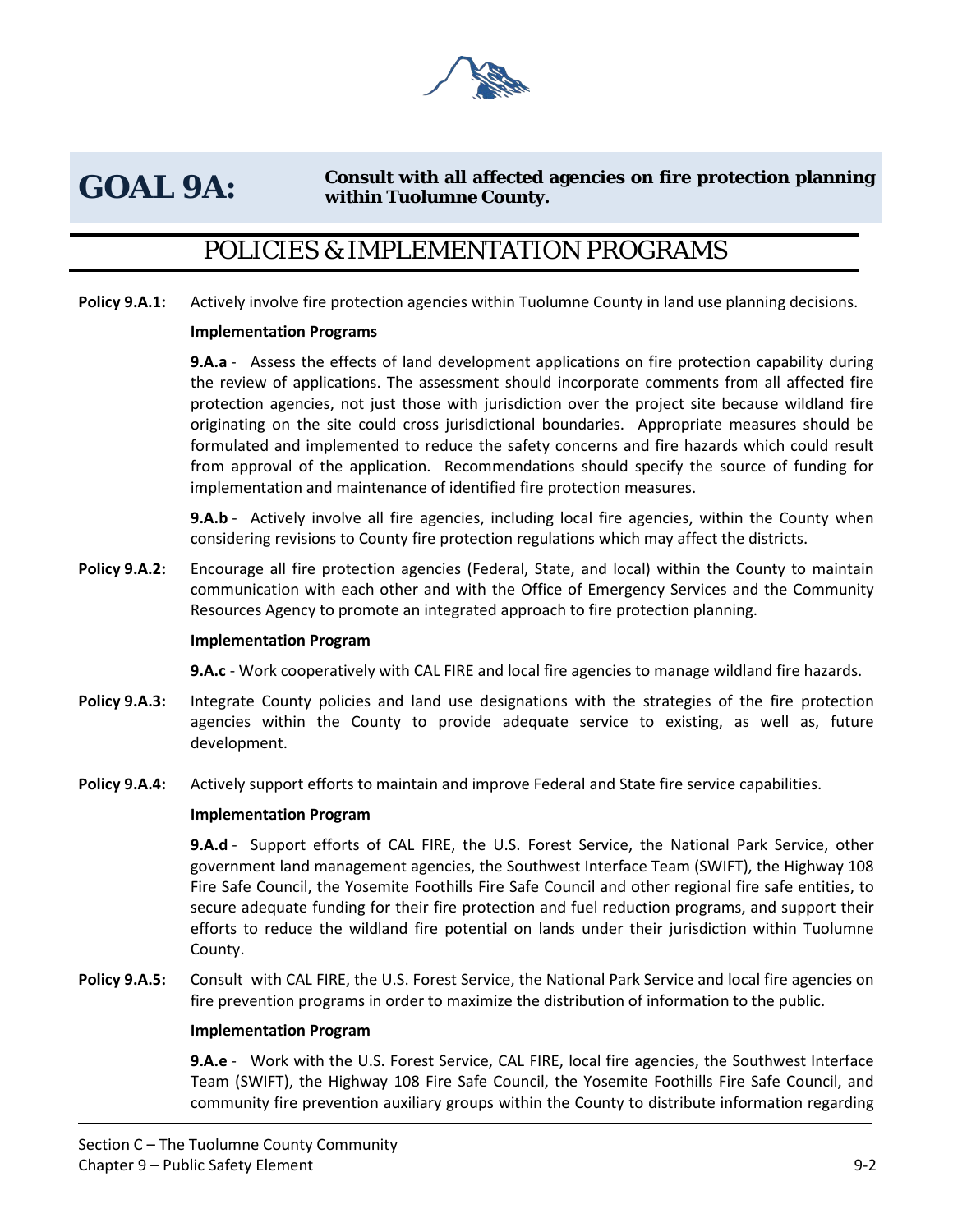# GOAL 9A: Consult with all affected agencies on fire protection planning within Tuolumne County.

## POLICIES & IMPLEMENTATION PROGRAMS

**Policy 9.A.1:** Actively involve fire protection agencies within Tuolumne County in land use planning decisions.

**Implementation Programs**

**9.A.a** - Assess the effects of land development applications on fire protection capability during the review of applications. The assessment should incorporate comments from all affected fire protection agencies, not just those with jurisdiction over the project site because wildland fire originating on the site could cross jurisdictional boundaries. Appropriate measures should be formulated and implemented to reduce the safety concerns and fire hazards which could result from approval of the application. Recommendations should specify the source of funding for implementation and maintenance of identified fire protection measures.

**9.A.b** - Actively involve all fire agencies, including local fire agencies, within the County when considering revisions to County fire protection regulations which may affect the districts.

**Policy 9.A.2:** Encourage all fire protection agencies (Federal, State, and local) within the County to maintain communication with each other and with the Office of Emergency Services and the Community Resources Agency to promote an integrated approach to fire protection planning.

**Implementation Program**

**9.A.c** - Work cooperatively with CAL FIRE and local fire agencies to manage wildland fire hazards.

**Policy 9.A.3:** Integrate County policies and land use designations with the strategies of the fire protection agencies within the County to provide adequate service to existing, as well as, future development.

**Policy 9.A.4:** Actively support efforts to maintain and improve Federal and State fire service capabilities.

**Implementation Program**

**9.A.d** - Support efforts of CAL FIRE, the U.S. Forest Service, the National Park Service, other government land management agencies, the Southwest Interface Team (SWIFT), the Highway 108 Fire Safe Council, the Yosemite Foothills Fire Safe Council and other regional fire safe entities, to secure adequate funding for their fire protection and fuel reduction programs, and support their efforts to reduce the wildland fire potential on lands under their jurisdiction within Tuolumne County.

**Policy 9.A.5:** Consult with CAL FIRE, the U.S. Forest Service, the National Park Service and local fire agencies on fire prevention programs in order to maximize the distribution of information to the public.

**Implementation Program**

**9.A.e** - Work with the U.S. Forest Service, CAL FIRE, local fire agencies, the Southwest Interface Team (SWIFT), the Highway 108 Fire Safe Council, the Yosemite Foothills Fire Safe Council, and community fire prevention auxiliary groups within the County to distribute information regarding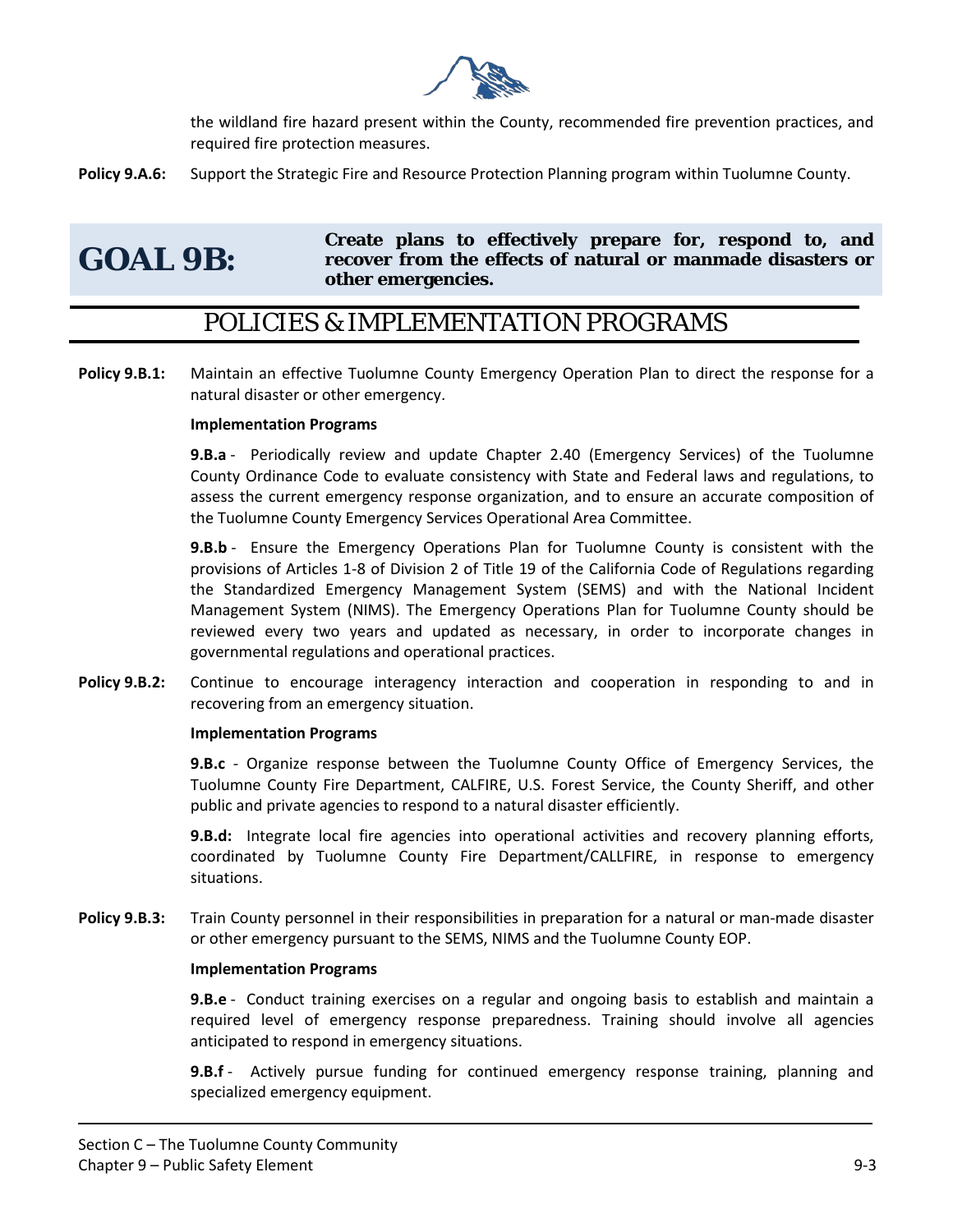the wildland fire hazard present within the County, recommended fire prevention practices, and required fire protection measures.

**Policy 9.A.6:** Support the Strategic Fire and Resource Protection Planning program within Tuolumne County.

## GOAL 9B: Create plans to effectively prepare for, respond to, and recover from the effects of natural or manmade disasters or other emergencies.

## POLICIES & IMPLEMENTATION PROGRAMS

**Policy 9.B.1:** Maintain an effective Tuolumne County Emergency Operation Plan to direct the response for a natural disaster or other emergency.

**Implementation Programs**

**9.B.a** - Periodically review and update Chapter 2.40 (Emergency Services) of the Tuolumne County Ordinance Code to evaluate consistency with State and Federal laws and regulations, to assess the current emergency response organization, and to ensure an accurate composition of the Tuolumne County Emergency Services Operational Area Committee.

**9.B.b** - Ensure the Emergency Operations Plan for Tuolumne County is consistent with the provisions of Articles 1-8 of Division 2 of Title 19 of the California Code of Regulations regarding the Standardized Emergency Management System (SEMS) and with the National Incident Management System (NIMS). The Emergency Operations Plan for Tuolumne County should be reviewed every two years and updated as necessary, in order to incorporate changes in governmental regulations and operational practices.

**Policy 9.B.2:** Continue to encourage interagency interaction and cooperation in responding to and in recovering from an emergency situation.

**Implementation Programs**

**9.B.c** - Organize response between the Tuolumne County Office of Emergency Services, the Tuolumne County Fire Department, CALFIRE, U.S. Forest Service, the County Sheriff, and other public and private agencies to respond to a natural disaster efficiently.

**9.B.d:** Integrate local fire agencies into operational activities and recovery planning efforts, coordinated by Tuolumne County Fire Department/CALLFIRE, in response to emergency situations.

**Policy 9.B.3:** Train County personnel in their responsibilities in preparation for a natural or man-made disaster or other emergency pursuant to the SEMS, NIMS and the Tuolumne County EOP.

**Implementation Programs**

**9.B.e** - Conduct training exercises on a regular and ongoing basis to establish and maintain a required level of emergency response preparedness. Training should involve all agencies anticipated to respond in emergency situations.

**9.B.f** - Actively pursue funding for continued emergency response training, planning and specialized emergency equipment.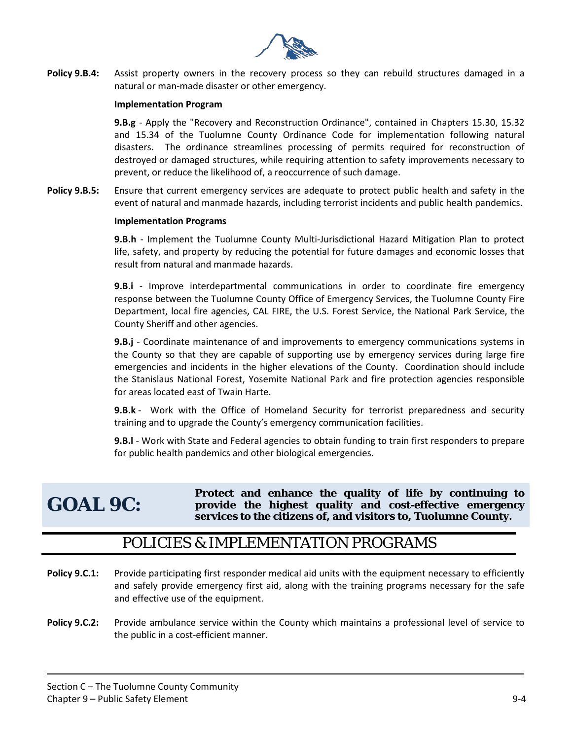**Policy 9.B.4:** Assist property owners in the recovery process so they can rebuild structures damaged in a natural or man-made disaster or other emergency.

**Implementation Program**

**9.B.g** - Apply the "Recovery and Reconstruction Ordinance", contained in Chapters 15.30, 15.32 and 15.34 of the Tuolumne County Ordinance Code for implementation following natural disasters. The ordinance streamlines processing of permits required for reconstruction of destroyed or damaged structures, while requiring attention to safety improvements necessary to prevent, or reduce the likelihood of, a reoccurrence of such damage.

**Policy 9.B.5:** Ensure that current emergency services are adequate to protect public health and safety in the event of natural and manmade hazards, including terrorist incidents and public health pandemics.

**Implementation Programs**

**9.B.h** - Implement the Tuolumne County Multi-Jurisdictional Hazard Mitigation Plan to protect life, safety, and property by reducing the potential for future damages and economic losses that result from natural and manmade hazards.

**9.B.i** - Improve interdepartmental communications in order to coordinate fire emergency response between the Tuolumne County Office of Emergency Services, the Tuolumne County Fire Department, local fire agencies, CAL FIRE, the U.S. Forest Service, the National Park Service, the County Sheriff and other agencies.

**9.B.j** - Coordinate maintenance of and improvements to emergency communications systems in the County so that they are capable of supporting use by emergency services during large fire emergencies and incidents in the higher elevations of the County. Coordination should include the Stanislaus National Forest, Yosemite National Park and fire protection agencies responsible for areas located east of Twain Harte.

**9.B.k** - Work with the Office of Homeland Security for terrorist preparedness and security training and to upgrade the County's emergency communication facilities.

**9.B.l** - Work with State and Federal agencies to obtain funding to train first responders to prepare for public health pandemics and other biological emergencies.

## GOAL 9C: Protect and enhance the quality of life by continuing to provide the highest quality and cost-effective emergency services to the citizens of, and visitors to, Tuolumne County.

## POLICIES & IMPLEMENTATION PROGRAMS

**Policy 9.C.1:** Provide participating first responder medical aid units with the equipment necessary to efficiently and safely provide emergency first aid, along with the training programs necessary for the safe and effective use of the equipment.

**Policy 9.C.2:** Provide ambulance service within the County which maintains a professional level of service to the public in a cost-efficient manner.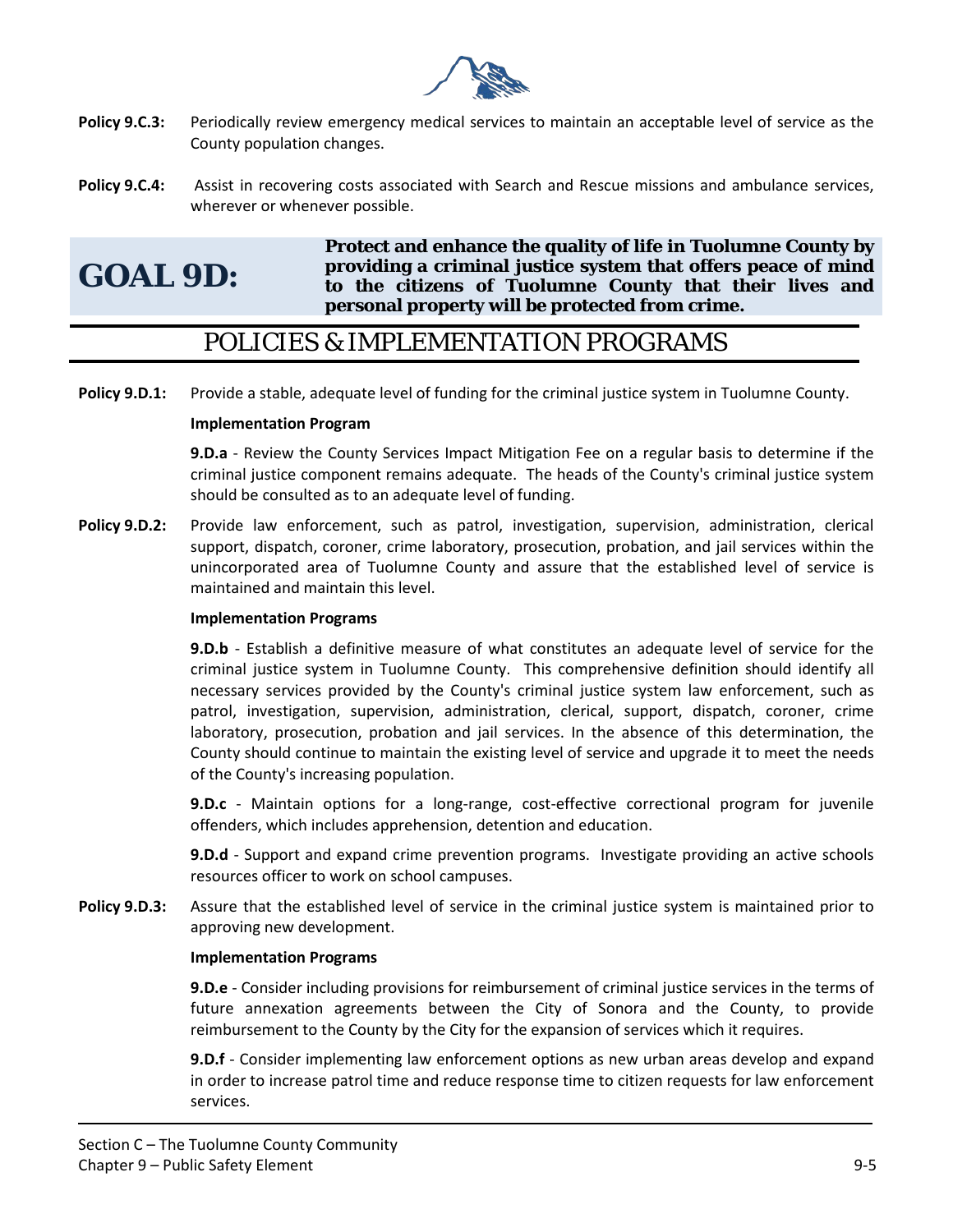**Policy 9.C.3:** Periodically review emergency medical services to maintain an acceptable level of service as the County population changes.

**Policy 9.C.4:** Assist in recovering costs associated with Search and Rescue missions and ambulance services, wherever or whenever possible.

## GOAL 9D: Protect and enhance the quality of life in Tuolumne County by providing a criminal justice system that offers peace of mind to the citizens of Tuolumne County that their lives and personal property will be protected from crime.

## POLICIES & IMPLEMENTATION PROGRAMS

**Policy 9.D.1:** Provide a stable, adequate level of funding for the criminal justice system in Tuolumne County.

**Implementation Program**

**9.D.a** - Review the County Services Impact Mitigation Fee on a regular basis to determine if the criminal justice component remains adequate. The heads of the County's criminal justice system should be consulted as to an adequate level of funding.

**Policy 9.D.2:** Provide law enforcement, such as patrol, investigation, supervision, administration, clerical support, dispatch, coroner, crime laboratory, prosecution, probation, and jail services within the unincorporated area of Tuolumne County and assure that the established level of service is maintained and maintain this level.

**Implementation Programs**

**9.D.b** - Establish a definitive measure of what constitutes an adequate level of service for the criminal justice system in Tuolumne County. This comprehensive definition should identify all necessary services provided by the County's criminal justice system law enforcement, such as patrol, investigation, supervision, administration, clerical, support, dispatch, coroner, crime laboratory, prosecution, probation and jail services. In the absence of this determination, the County should continue to maintain the existing level of service and upgrade it to meet the needs of the County's increasing population.

**9.D.c** - Maintain options for a long-range, cost-effective correctional program for juvenile offenders, which includes apprehension, detention and education.

**9.D.d** - Support and expand crime prevention programs. Investigate providing an active schools resources officer to work on school campuses.

**Policy 9.D.3:** Assure that the established level of service in the criminal justice system is maintained prior to approving new development.

**Implementation Programs**

**9.D.e** - Consider including provisions for reimbursement of criminal justice services in the terms of future annexation agreements between the City of Sonora and the County, to provide reimbursement to the County by the City for the expansion of services which it requires.

**9.D.f** - Consider implementing law enforcement options as new urban areas develop and expand in order to increase patrol time and reduce response time to citizen requests for law enforcement services.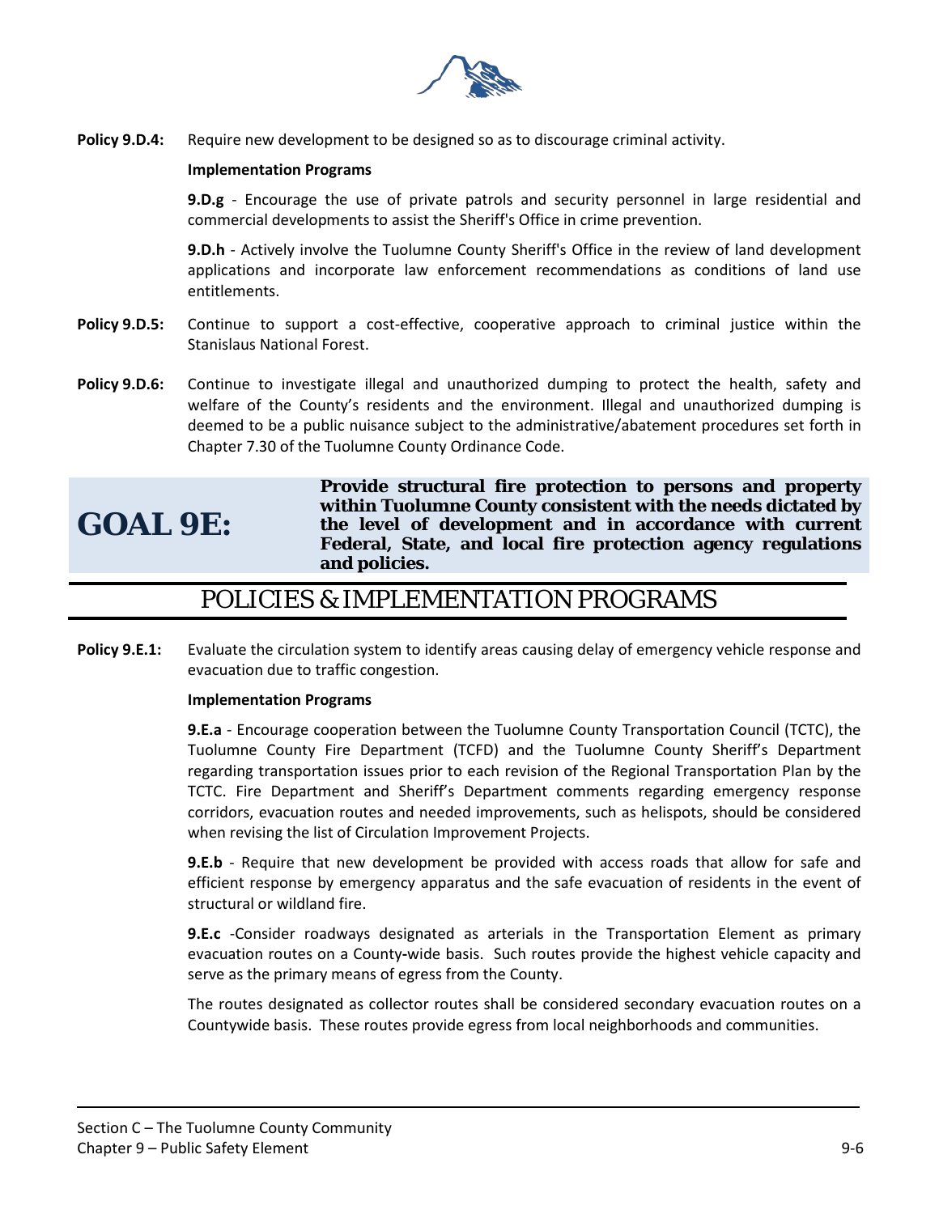**Policy 9.D.4:** Require new development to be designed so as to discourage criminal activity.

**Implementation Programs**

**9.D.g** - Encourage the use of private patrols and security personnel in large residential and commercial developments to assist the Sheriff's Office in crime prevention.

**9.D.h** - Actively involve the Tuolumne County Sheriff's Office in the review of land development applications and incorporate law enforcement recommendations as conditions of land use entitlements.

**Policy 9.D.5:** Continue to support a cost-effective, cooperative approach to criminal justice within the Stanislaus National Forest.

**Policy 9.D.6:** Continue to investigate illegal and unauthorized dumping to protect the health, safety and welfare of the County's residents and the environment. Illegal and unauthorized dumping is deemed to be a public nuisance subject to the administrative/abatement procedures set forth in Chapter 7.30 of the Tuolumne County Ordinance Code.

## GOAL 9E: **Provide structural fire protection to persons and property within Tuolumne County consistent with the needs dictated by the level of development and in accordance with current Federal, State, and local fire protection agency regulations and policies.**

## POLICIES & IMPLEMENTATION PROGRAMS

**Policy 9.E.1:** Evaluate the circulation system to identify areas causing delay of emergency vehicle response and evacuation due to traffic congestion.

**Implementation Programs**

**9.E.a** - Encourage cooperation between the Tuolumne County Transportation Council (TCTC), the Tuolumne County Fire Department (TCFD) and the Tuolumne County Sheriff's Department regarding transportation issues prior to each revision of the Regional Transportation Plan by the TCTC. Fire Department and Sheriff's Department comments regarding emergency response corridors, evacuation routes and needed improvements, such as helispots, should be considered when revising the list of Circulation Improvement Projects.

**9.E.b** - Require that new development be provided with access roads that allow for safe and efficient response by emergency apparatus and the safe evacuation of residents in the event of structural or wildland fire.

**9.E.c** -Consider roadways designated as arterials in the Transportation Element as primary evacuation routes on a County-wide basis. Such routes provide the highest vehicle capacity and serve as the primary means of egress from the County.

The routes designated as collector routes shall be considered secondary evacuation routes on a Countywide basis. These routes provide egress from local neighborhoods and communities.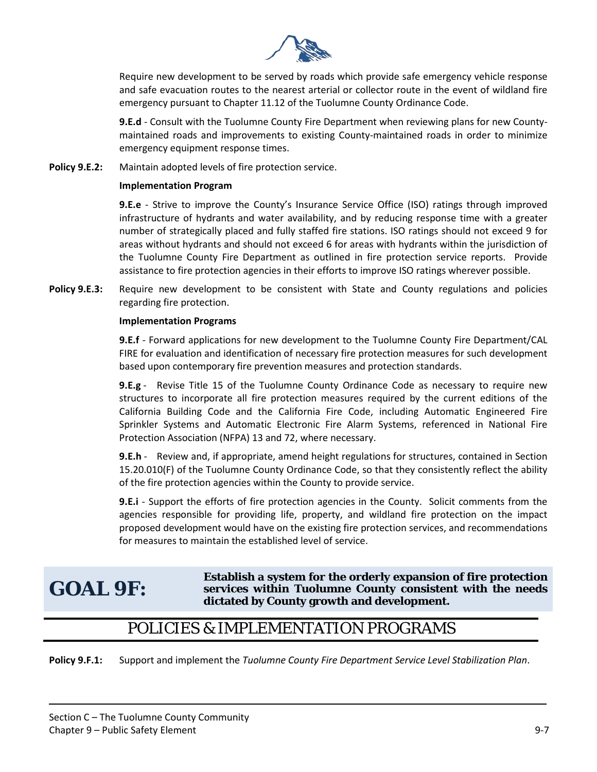Require new development to be served by roads which provide safe emergency vehicle response and safe evacuation routes to the nearest arterial or collector route in the event of wildland fire emergency pursuant to Chapter 11.12 of the Tuolumne County Ordinance Code.

**9.E.d** - Consult with the Tuolumne County Fire Department when reviewing plans for new County-maintained roads and improvements to existing County-maintained roads in order to minimize emergency equipment response times.

**Policy 9.E.2:** Maintain adopted levels of fire protection service.

**Implementation Program**

**9.E.e** - Strive to improve the County's Insurance Service Office (ISO) ratings through improved infrastructure of hydrants and water availability, and by reducing response time with a greater number of strategically placed and fully staffed fire stations. ISO ratings should not exceed 9 for areas without hydrants and should not exceed 6 for areas with hydrants within the jurisdiction of the Tuolumne County Fire Department as outlined in fire protection service reports. Provide assistance to fire protection agencies in their efforts to improve ISO ratings wherever possible.

**Policy 9.E.3:** Require new development to be consistent with State and County regulations and policies regarding fire protection.

**Implementation Programs**

**9.E.f** - Forward applications for new development to the Tuolumne County Fire Department/CAL FIRE for evaluation and identification of necessary fire protection measures for such development based upon contemporary fire prevention measures and protection standards.

**9.E.g** - Revise Title 15 of the Tuolumne County Ordinance Code as necessary to require new structures to incorporate all fire protection measures required by the current editions of the California Building Code and the California Fire Code, including Automatic Engineered Fire Sprinkler Systems and Automatic Electronic Fire Alarm Systems, referenced in National Fire Protection Association (NFPA) 13 and 72, where necessary.

**9.E.h** - Review and, if appropriate, amend height regulations for structures, contained in Section 15.20.010(F) of the Tuolumne County Ordinance Code, so that they consistently reflect the ability of the fire protection agencies within the County to provide service.

**9.E.i** - Support the efforts of fire protection agencies in the County. Solicit comments from the agencies responsible for providing life, property, and wildland fire protection on the impact proposed development would have on the existing fire protection services, and recommendations for measures to maintain the established level of service.

## GOAL 9F: Establish a system for the orderly expansion of fire protection services within Tuolumne County consistent with the needs dictated by County growth and development.

## POLICIES & IMPLEMENTATION PROGRAMS

**Policy 9.F.1:** Support and implement the *Tuolumne County Fire Department Service Level Stabilization Plan*.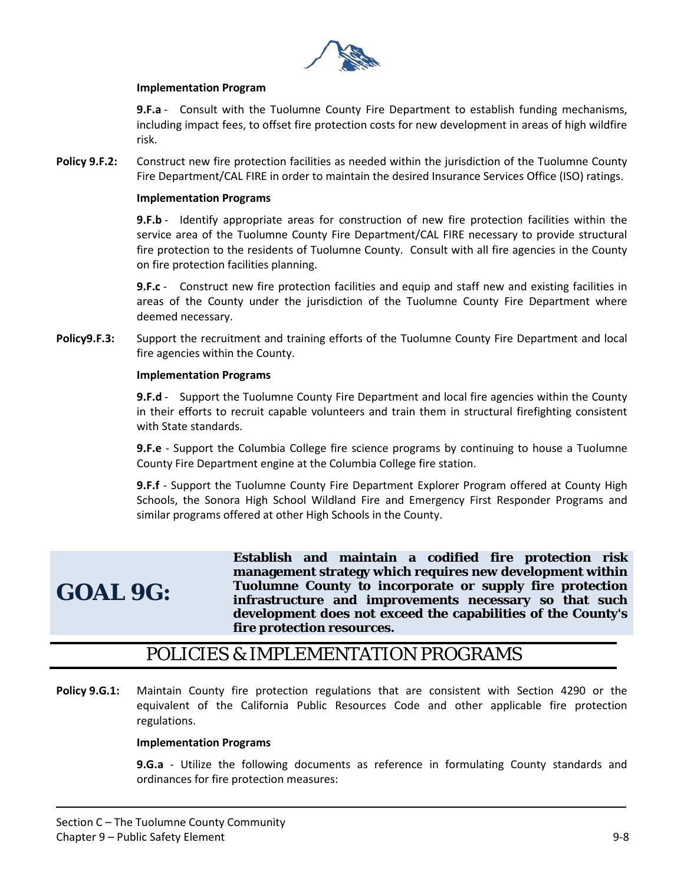**Implementation Program**

**9.F.a** - Consult with the Tuolumne County Fire Department to establish funding mechanisms, including impact fees, to offset fire protection costs for new development in areas of high wildfire risk.

**Policy 9.F.2:** Construct new fire protection facilities as needed within the jurisdiction of the Tuolumne County Fire Department/CAL FIRE in order to maintain the desired Insurance Services Office (ISO) ratings.

**Implementation Programs**

**9.F.b** - Identify appropriate areas for construction of new fire protection facilities within the service area of the Tuolumne County Fire Department/CAL FIRE necessary to provide structural fire protection to the residents of Tuolumne County. Consult with all fire agencies in the County on fire protection facilities planning.

**9.F.c** - Construct new fire protection facilities and equip and staff new and existing facilities in areas of the County under the jurisdiction of the Tuolumne County Fire Department where deemed necessary.

**Policy9.F.3:** Support the recruitment and training efforts of the Tuolumne County Fire Department and local fire agencies within the County.

**Implementation Programs**

**9.F.d** - Support the Tuolumne County Fire Department and local fire agencies within the County in their efforts to recruit capable volunteers and train them in structural firefighting consistent with State standards.

**9.F.e** - Support the Columbia College fire science programs by continuing to house a Tuolumne County Fire Department engine at the Columbia College fire station.

**9.F.f** - Support the Tuolumne County Fire Department Explorer Program offered at County High Schools, the Sonora High School Wildland Fire and Emergency First Responder Programs and similar programs offered at other High Schools in the County.

## GOAL 9G:

**Establish and maintain a codified fire protection risk management strategy which requires new development within Tuolumne County to incorporate or supply fire protection infrastructure and improvements necessary so that such development does not exceed the capabilities of the County's fire protection resources.**

## POLICIES & IMPLEMENTATION PROGRAMS

**Policy 9.G.1:** Maintain County fire protection regulations that are consistent with Section 4290 or the equivalent of the California Public Resources Code and other applicable fire protection regulations.

**Implementation Programs**

**9.G.a** - Utilize the following documents as reference in formulating County standards and ordinances for fire protection measures: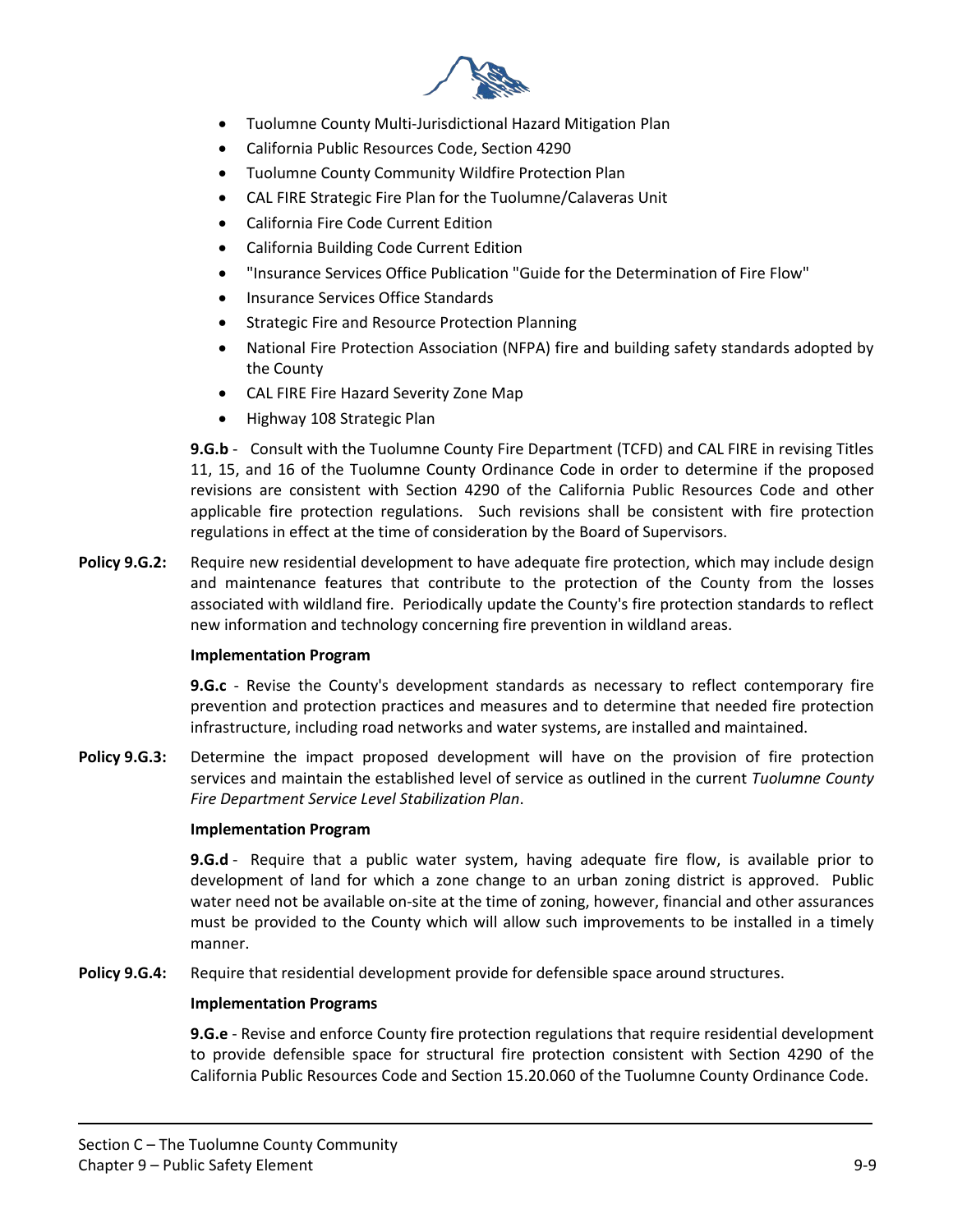- Tuolumne County Multi-Jurisdictional Hazard Mitigation Plan
- California Public Resources Code, Section 4290
- Tuolumne County Community Wildfire Protection Plan
- CAL FIRE Strategic Fire Plan for the Tuolumne/Calaveras Unit
- California Fire Code Current Edition
- California Building Code Current Edition
- "Insurance Services Office Publication "Guide for the Determination of Fire Flow"
- Insurance Services Office Standards
- Strategic Fire and Resource Protection Planning
- National Fire Protection Association (NFPA) fire and building safety standards adopted by the County
- CAL FIRE Fire Hazard Severity Zone Map
- Highway 108 Strategic Plan

**9.G.b** - Consult with the Tuolumne County Fire Department (TCFD) and CAL FIRE in revising Titles 11, 15, and 16 of the Tuolumne County Ordinance Code in order to determine if the proposed revisions are consistent with Section 4290 of the California Public Resources Code and other applicable fire protection regulations. Such revisions shall be consistent with fire protection regulations in effect at the time of consideration by the Board of Supervisors.

**Policy 9.G.2:** Require new residential development to have adequate fire protection, which may include design and maintenance features that contribute to the protection of the County from the losses associated with wildland fire. Periodically update the County's fire protection standards to reflect new information and technology concerning fire prevention in wildland areas.

**Implementation Program**

**9.G.c** - Revise the County's development standards as necessary to reflect contemporary fire prevention and protection practices and measures and to determine that needed fire protection infrastructure, including road networks and water systems, are installed and maintained.

**Policy 9.G.3:** Determine the impact proposed development will have on the provision of fire protection services and maintain the established level of service as outlined in the current *Tuolumne County Fire Department Service Level Stabilization Plan*.

**Implementation Program**

**9.G.d** - Require that a public water system, having adequate fire flow, is available prior to development of land for which a zone change to an urban zoning district is approved. Public water need not be available on-site at the time of zoning, however, financial and other assurances must be provided to the County which will allow such improvements to be installed in a timely manner.

**Policy 9.G.4:** Require that residential development provide for defensible space around structures.

**Implementation Programs**

**9.G.e** - Revise and enforce County fire protection regulations that require residential development to provide defensible space for structural fire protection consistent with Section 4290 of the California Public Resources Code and Section 15.20.060 of the Tuolumne County Ordinance Code.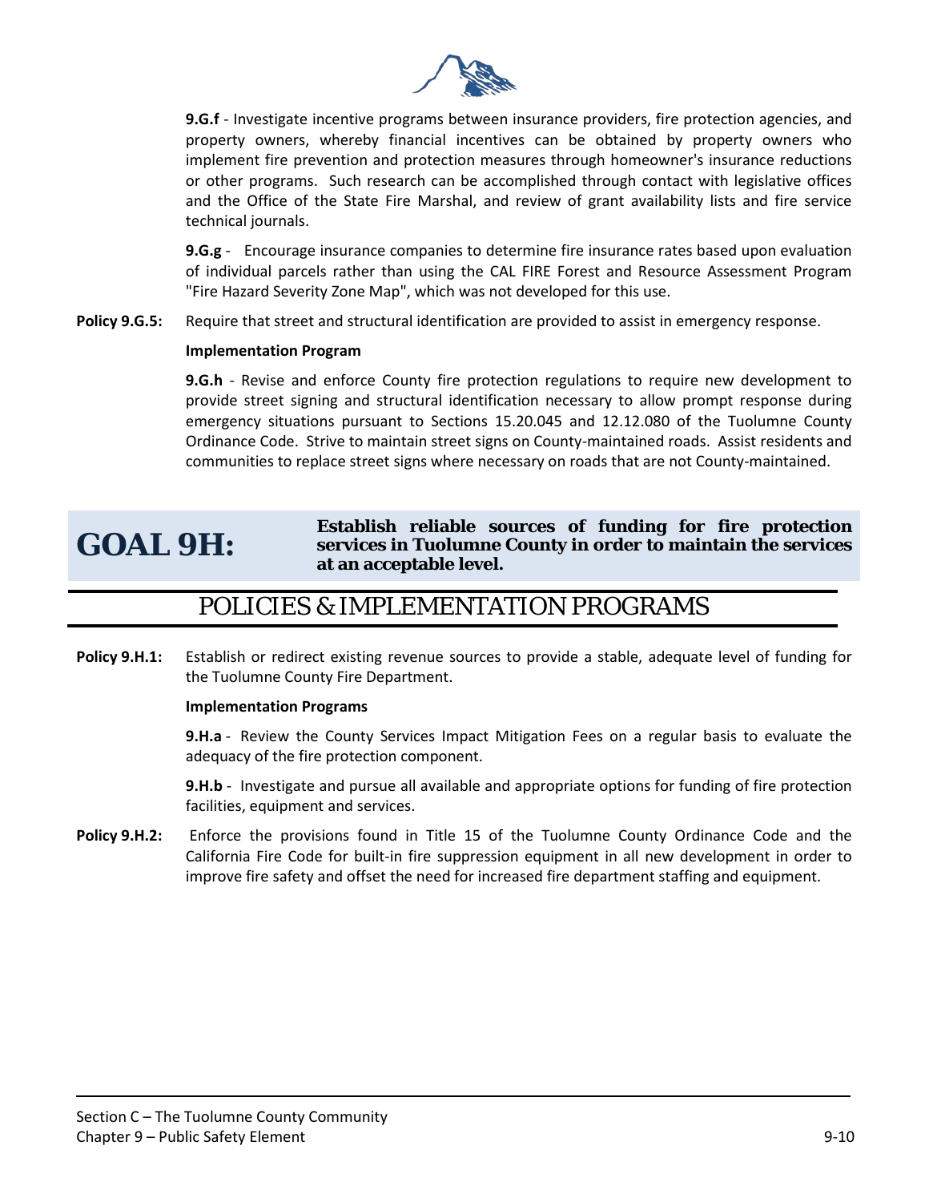**9.G.f** - Investigate incentive programs between insurance providers, fire protection agencies, and property owners, whereby financial incentives can be obtained by property owners who implement fire prevention and protection measures through homeowner's insurance reductions or other programs. Such research can be accomplished through contact with legislative offices and the Office of the State Fire Marshal, and review of grant availability lists and fire service technical journals.

**9.G.g** - Encourage insurance companies to determine fire insurance rates based upon evaluation of individual parcels rather than using the CAL FIRE Forest and Resource Assessment Program "Fire Hazard Severity Zone Map", which was not developed for this use.

**Policy 9.G.5:** Require that street and structural identification are provided to assist in emergency response.

**Implementation Program**

**9.G.h** - Revise and enforce County fire protection regulations to require new development to provide street signing and structural identification necessary to allow prompt response during emergency situations pursuant to Sections 15.20.045 and 12.12.080 of the Tuolumne County Ordinance Code. Strive to maintain street signs on County-maintained roads. Assist residents and communities to replace street signs where necessary on roads that are not County-maintained.

## GOAL 9H: Establish reliable sources of funding for fire protection services in Tuolumne County in order to maintain the services at an acceptable level.

## POLICIES & IMPLEMENTATION PROGRAMS

**Policy 9.H.1:** Establish or redirect existing revenue sources to provide a stable, adequate level of funding for the Tuolumne County Fire Department.

**Implementation Programs**

**9.H.a** - Review the County Services Impact Mitigation Fees on a regular basis to evaluate the adequacy of the fire protection component.

**9.H.b** - Investigate and pursue all available and appropriate options for funding of fire protection facilities, equipment and services.

**Policy 9.H.2:** Enforce the provisions found in Title 15 of the Tuolumne County Ordinance Code and the California Fire Code for built-in fire suppression equipment in all new development in order to improve fire safety and offset the need for increased fire department staffing and equipment.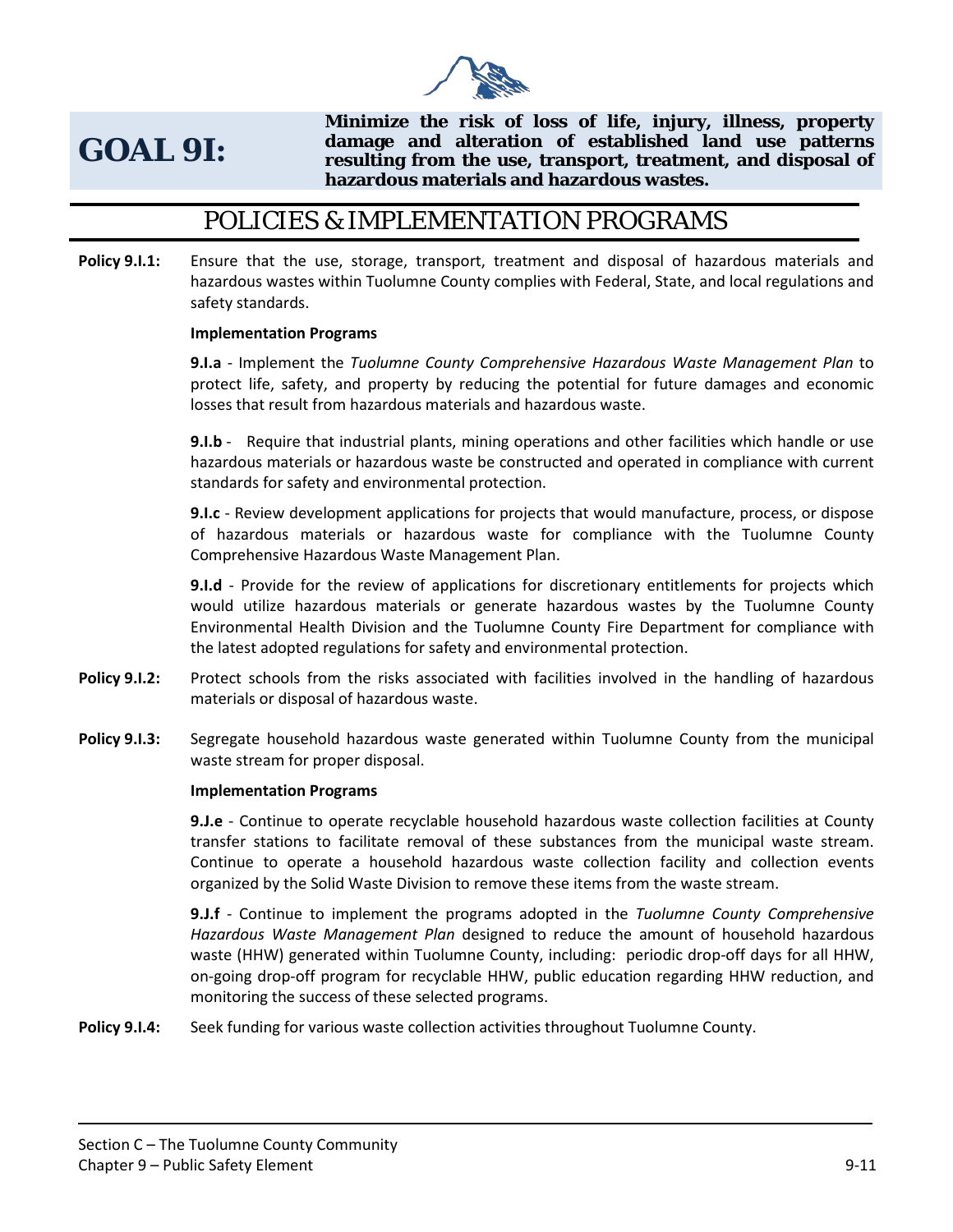# GOAL 9I:

**Minimize the risk of loss of life, injury, illness, property damage and alteration of established land use patterns resulting from the use, transport, treatment, and disposal of hazardous materials and hazardous wastes.**

## POLICIES & IMPLEMENTATION PROGRAMS

**Policy 9.I.1:** Ensure that the use, storage, transport, treatment and disposal of hazardous materials and hazardous wastes within Tuolumne County complies with Federal, State, and local regulations and safety standards.

**Implementation Programs**

**9.I.a** - Implement the *Tuolumne County Comprehensive Hazardous Waste Management Plan* to protect life, safety, and property by reducing the potential for future damages and economic losses that result from hazardous materials and hazardous waste.

**9.I.b** - Require that industrial plants, mining operations and other facilities which handle or use hazardous materials or hazardous waste be constructed and operated in compliance with current standards for safety and environmental protection.

**9.I.c** - Review development applications for projects that would manufacture, process, or dispose of hazardous materials or hazardous waste for compliance with the Tuolumne County Comprehensive Hazardous Waste Management Plan.

**9.I.d** - Provide for the review of applications for discretionary entitlements for projects which would utilize hazardous materials or generate hazardous wastes by the Tuolumne County Environmental Health Division and the Tuolumne County Fire Department for compliance with the latest adopted regulations for safety and environmental protection.

**Policy 9.I.2:** Protect schools from the risks associated with facilities involved in the handling of hazardous materials or disposal of hazardous waste.

**Policy 9.I.3:** Segregate household hazardous waste generated within Tuolumne County from the municipal waste stream for proper disposal.

**Implementation Programs**

**9.J.e** - Continue to operate recyclable household hazardous waste collection facilities at County transfer stations to facilitate removal of these substances from the municipal waste stream. Continue to operate a household hazardous waste collection facility and collection events organized by the Solid Waste Division to remove these items from the waste stream.

**9.J.f** - Continue to implement the programs adopted in the *Tuolumne County Comprehensive Hazardous Waste Management Plan* designed to reduce the amount of household hazardous waste (HHW) generated within Tuolumne County, including: periodic drop-off days for all HHW, on-going drop-off program for recyclable HHW, public education regarding HHW reduction, and monitoring the success of these selected programs.

**Policy 9.I.4:** Seek funding for various waste collection activities throughout Tuolumne County.